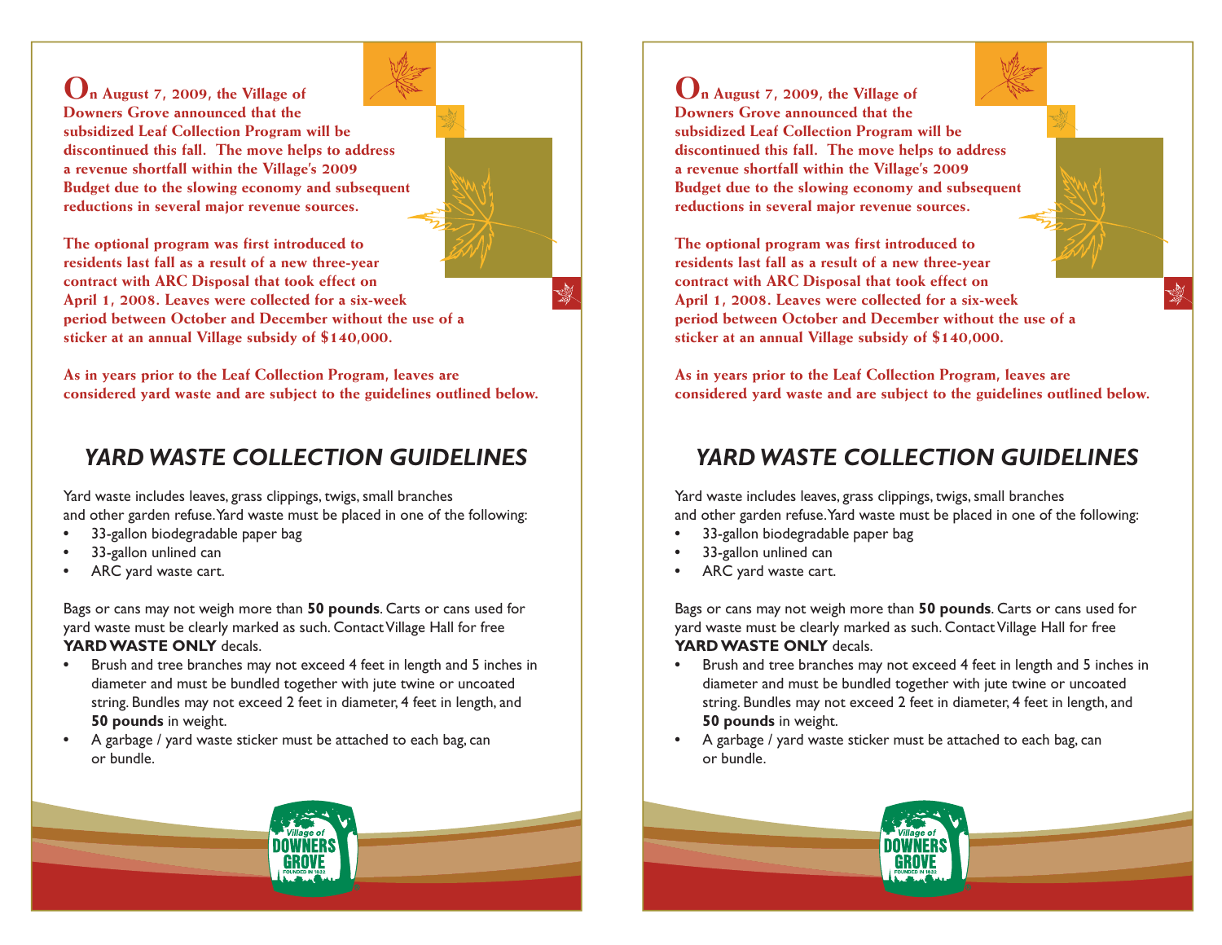**On August 7, 2009, the Village of Downers Grove announced that the subsidized Leaf Collection Program will be discontinued this fall. The move helps to address a revenue shortfall within the Village's 2009 Budget due to the slowing economy and subsequent reductions in several major revenue sources.**

**The optional program was first introduced to residents last fall as a result of a new three-year contract with ARC Disposal that took effect on April 1, 2008. Leaves were collected for a six-week period between October and December without the use of a sticker at an annual Village subsidy of $140,000.**

**As in years prior to the Leaf Collection Program, leaves are considered yard waste and are subject to the guidelines outlined below.**

## *YARD WASTE COLLECTION GUIDELINES*

Yard waste includes leaves, grass clippings, twigs, small branches and other garden refuse. Yard waste must be placed in one of the following:

- 33-gallon biodegradable paper bag
- 33-gallon unlined can
- ARC yard waste cart.

Bags or cans may not weigh more than **50 pounds**. Carts or cans used for yard waste must be clearly marked as such. Contact Village Hall for free **YARD WASTE ONLY** decals.

- Brush and tree branches may not exceed 4 feet in length and 5 inches in diameter and must be bundled together with jute twine or uncoated string. Bundles may not exceed 2 feet in diameter, 4 feet in length, and **50 pounds** in weight.
- A garbage / yard waste sticker must be attached to each bag, can or bundle.

**On August 7, 2009, the Village of Downers Grove announced that the subsidized Leaf Collection Program will be discontinued this fall. The move helps to address a revenue shortfall within the Village's 2009 Budget due to the slowing economy and subsequent reductions in several major revenue sources.**

**The optional program was first introduced to residents last fall as a result of a new three-year contract with ARC Disposal that took effect on April 1, 2008. Leaves were collected for a six-week period between October and December without the use of a sticker at an annual Village subsidy of $140,000.**

**As in years prior to the Leaf Collection Program, leaves are considered yard waste and are subject to the guidelines outlined below.**

## *YARD WASTE COLLECTION GUIDELINES*

Yard waste includes leaves, grass clippings, twigs, small branches and other garden refuse. Yard waste must be placed in one of the following:

- 33-gallon biodegradable paper bag
- 33-gallon unlined can
- ARC yard waste cart.

Bags or cans may not weigh more than **50 pounds**. Carts or cans used for yard waste must be clearly marked as such. Contact Village Hall for free **YARD WASTE ONLY** decals.

- Brush and tree branches may not exceed 4 feet in length and 5 inches in diameter and must be bundled together with jute twine or uncoated string. Bundles may not exceed 2 feet in diameter, 4 feet in length, and **50 pounds** in weight.
- A garbage / yard waste sticker must be attached to each bag, can or bundle.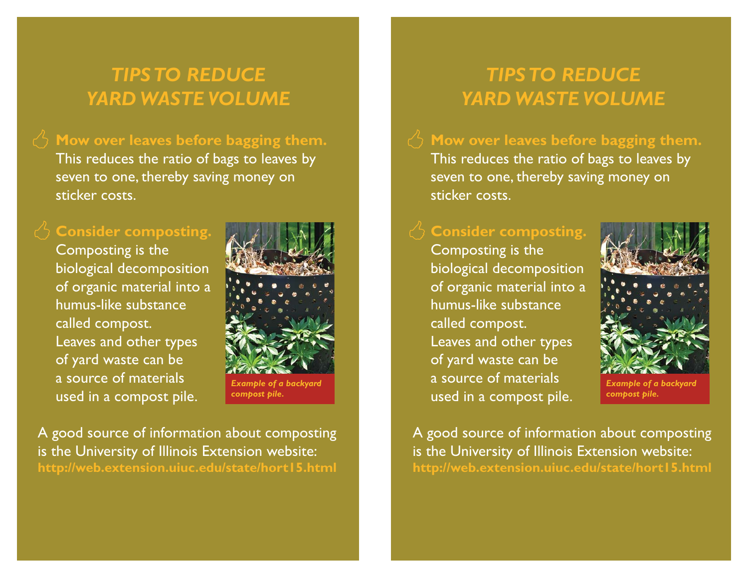# *TIPS TO REDUCE YARD WASTE VOLUME*

- **Mow over leaves before bagging them.** This reduces the ratio of bags to leaves by seven to one, thereby saving money on sticker costs.

- **Consider composting.** Composting is the biological decomposition of organic material into a humus-like substance called compost. Leaves and other types of yard waste can be a source of materials used in a compost pile.

*Example of a backyard compost pile.*

A good source of information about composting is the University of Illinois Extension website: **http://web.extension.uiuc.edu/state/hort15.html**

# *TIPS TO REDUCE YARD WASTE VOLUME*

- **Mow over leaves before bagging them.** This reduces the ratio of bags to leaves by seven to one, thereby saving money on sticker costs.

- **Consider composting.** Composting is the biological decomposition of organic material into a humus-like substance called compost. Leaves and other types of yard waste can be a source of materials used in a compost pile.

*Example of a backyard compost pile.*

A good source of information about composting is the University of Illinois Extension website: **http://web.extension.uiuc.edu/state/hort15.html**